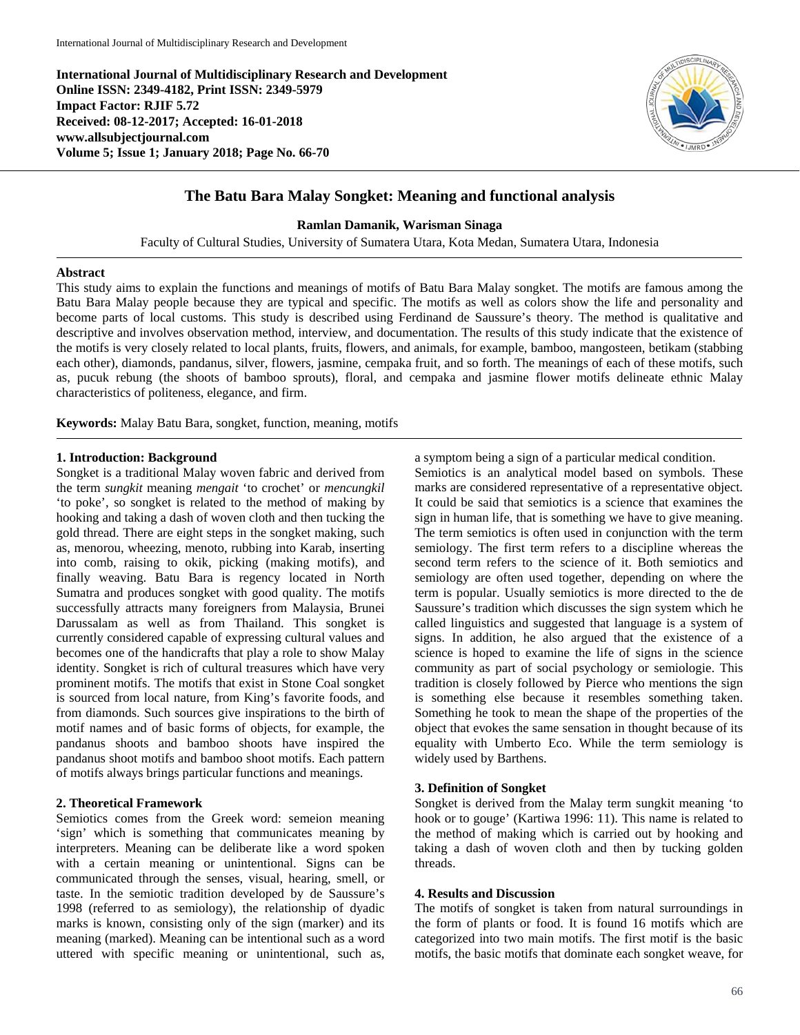**International Journal of Multidisciplinary Research and Development**
**Online ISSN: 2349-4182, Print ISSN: 2349-5979**
**Impact Factor: RJIF 5.72**
**Received: 08-12-2017; Accepted: 16-01-2018**
**www.allsubjectjournal.com**
**Volume 5; Issue 1; January 2018; Page No. 66-70**

# The Batu Bara Malay Songket: Meaning and functional analysis

**Ramlan Damanik, Warisman Sinaga**

Faculty of Cultural Studies, University of Sumatera Utara, Kota Medan, Sumatera Utara, Indonesia

## Abstract

This study aims to explain the functions and meanings of motifs of Batu Bara Malay songket. The motifs are famous among the Batu Bara Malay people because they are typical and specific. The motifs as well as colors show the life and personality and become parts of local customs. This study is described using Ferdinand de Saussure's theory. The method is qualitative and descriptive and involves observation method, interview, and documentation. The results of this study indicate that the existence of the motifs is very closely related to local plants, fruits, flowers, and animals, for example, bamboo, mangosteen, betikam (stabbing each other), diamonds, pandanus, silver, flowers, jasmine, cempaka fruit, and so forth. The meanings of each of these motifs, such as, pucuk rebung (the shoots of bamboo sprouts), floral, and cempaka and jasmine flower motifs delineate ethnic Malay characteristics of politeness, elegance, and firm.

**Keywords:** Malay Batu Bara, songket, function, meaning, motifs

## 1. Introduction: Background

Songket is a traditional Malay woven fabric and derived from the term *sungkit* meaning *mengait* 'to crochet' or *mencungkil* 'to poke', so songket is related to the method of making by hooking and taking a dash of woven cloth and then tucking the gold thread. There are eight steps in the songket making, such as, menorou, wheezing, menoto, rubbing into Karab, inserting into comb, raising to okik, picking (making motifs), and finally weaving. Batu Bara is regency located in North Sumatra and produces songket with good quality. The motifs successfully attracts many foreigners from Malaysia, Brunei Darussalam as well as from Thailand. This songket is currently considered capable of expressing cultural values and becomes one of the handicrafts that play a role to show Malay identity. Songket is rich of cultural treasures which have very prominent motifs. The motifs that exist in Stone Coal songket is sourced from local nature, from King's favorite foods, and from diamonds. Such sources give inspirations to the birth of motif names and of basic forms of objects, for example, the pandanus shoots and bamboo shoots have inspired the pandanus shoot motifs and bamboo shoot motifs. Each pattern of motifs always brings particular functions and meanings.

## 2. Theoretical Framework

Semiotics comes from the Greek word: semeion meaning 'sign' which is something that communicates meaning by interpreters. Meaning can be deliberate like a word spoken with a certain meaning or unintentional. Signs can be communicated through the senses, visual, hearing, smell, or taste. In the semiotic tradition developed by de Saussure's 1998 (referred to as semiology), the relationship of dyadic marks is known, consisting only of the sign (marker) and its meaning (marked). Meaning can be intentional such as a word uttered with specific meaning or unintentional, such as, a symptom being a sign of a particular medical condition.

Semiotics is an analytical model based on symbols. These marks are considered representative of a representative object. It could be said that semiotics is a science that examines the sign in human life, that is something we have to give meaning. The term semiotics is often used in conjunction with the term semiology. The first term refers to a discipline whereas the second term refers to the science of it. Both semiotics and semiology are often used together, depending on where the term is popular. Usually semiotics is more directed to the de Saussure's tradition which discusses the sign system which he called linguistics and suggested that language is a system of signs. In addition, he also argued that the existence of a science is hoped to examine the life of signs in the science community as part of social psychology or semiologie. This tradition is closely followed by Pierce who mentions the sign is something else because it resembles something taken. Something he took to mean the shape of the properties of the object that evokes the same sensation in thought because of its equality with Umberto Eco. While the term semiology is widely used by Barthens.

## 3. Definition of Songket

Songket is derived from the Malay term sungkit meaning 'to hook or to gouge' (Kartiwa 1996: 11). This name is related to the method of making which is carried out by hooking and taking a dash of woven cloth and then by tucking golden threads.

## 4. Results and Discussion

The motifs of songket is taken from natural surroundings in the form of plants or food. It is found 16 motifs which are categorized into two main motifs. The first motif is the basic motifs, the basic motifs that dominate each songket weave, for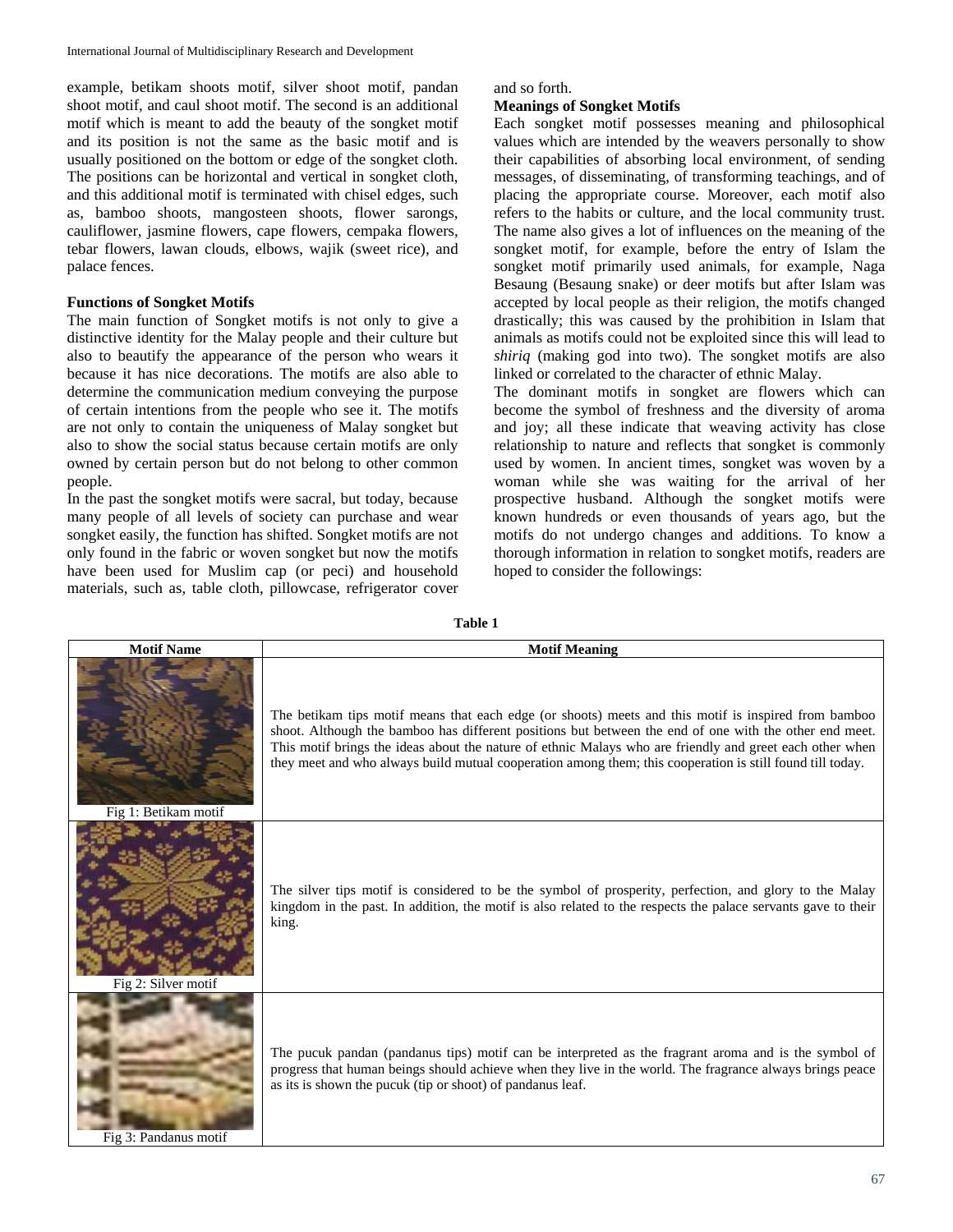example, betikam shoots motif, silver shoot motif, pandan shoot motif, and caul shoot motif. The second is an additional motif which is meant to add the beauty of the songket motif and its position is not the same as the basic motif and is usually positioned on the bottom or edge of the songket cloth. The positions can be horizontal and vertical in songket cloth, and this additional motif is terminated with chisel edges, such as, bamboo shoots, mangosteen shoots, flower sarongs, cauliflower, jasmine flowers, cape flowers, cempaka flowers, tebar flowers, lawan clouds, elbows, wajik (sweet rice), and palace fences.

### Functions of Songket Motifs

The main function of Songket motifs is not only to give a distinctive identity for the Malay people and their culture but also to beautify the appearance of the person who wears it because it has nice decorations. The motifs are also able to determine the communication medium conveying the purpose of certain intentions from the people who see it. The motifs are not only to contain the uniqueness of Malay songket but also to show the social status because certain motifs are only owned by certain person but do not belong to other common people.

In the past the songket motifs were sacral, but today, because many people of all levels of society can purchase and wear songket easily, the function has shifted. Songket motifs are not only found in the fabric or woven songket but now the motifs have been used for Muslim cap (or peci) and household materials, such as, table cloth, pillowcase, refrigerator cover and so forth.

### Meanings of Songket Motifs

Each songket motif possesses meaning and philosophical values which are intended by the weavers personally to show their capabilities of absorbing local environment, of sending messages, of disseminating, of transforming teachings, and of placing the appropriate course. Moreover, each motif also refers to the habits or culture, and the local community trust. The name also gives a lot of influences on the meaning of the songket motif, for example, before the entry of Islam the songket motif primarily used animals, for example, Naga Besaung (Besaung snake) or deer motifs but after Islam was accepted by local people as their religion, the motifs changed drastically; this was caused by the prohibition in Islam that animals as motifs could not be exploited since this will lead to *shiriq* (making god into two). The songket motifs are also linked or correlated to the character of ethnic Malay.

The dominant motifs in songket are flowers which can become the symbol of freshness and the diversity of aroma and joy; all these indicate that weaving activity has close relationship to nature and reflects that songket is commonly used by women. In ancient times, songket was woven by a woman while she was waiting for the arrival of her prospective husband. Although the songket motifs were known hundreds or even thousands of years ago, but the motifs do not undergo changes and additions. To know a thorough information in relation to songket motifs, readers are hoped to consider the followings:

**Table 1**

| Motif Name | Motif Meaning |
|---|---|
| Fig 1: Betikam motif | The betikam tips motif means that each edge (or shoots) meets and this motif is inspired from bamboo shoot. Although the bamboo has different positions but between the end of one with the other end meet. This motif brings the ideas about the nature of ethnic Malays who are friendly and greet each other when they meet and who always build mutual cooperation among them; this cooperation is still found till today. |
| Fig 2: Silver motif | The silver tips motif is considered to be the symbol of prosperity, perfection, and glory to the Malay kingdom in the past. In addition, the motif is also related to the respects the palace servants gave to their king. |
| Fig 3: Pandanus motif | The pucuk pandan (pandanus tips) motif can be interpreted as the fragrant aroma and is the symbol of progress that human beings should achieve when they live in the world. The fragrance always brings peace as its is shown the pucuk (tip or shoot) of pandanus leaf. |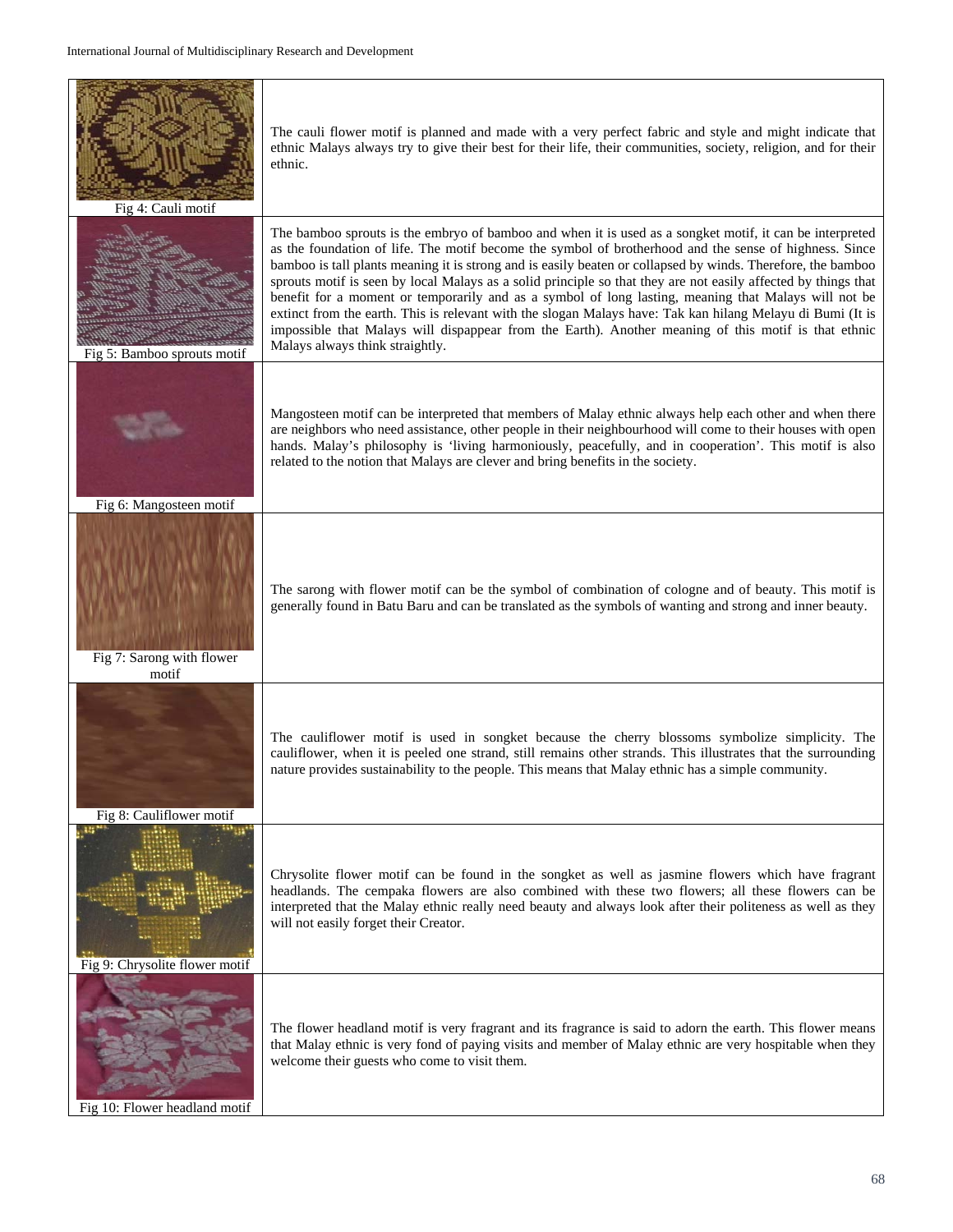| | |
|---|---|
| Fig 4: Cauli motif | The cauli flower motif is planned and made with a very perfect fabric and style and might indicate that ethnic Malays always try to give their best for their life, their communities, society, religion, and for their ethnic. |
| Fig 5: Bamboo sprouts motif | The bamboo sprouts is the embryo of bamboo and when it is used as a songket motif, it can be interpreted as the foundation of life. The motif become the symbol of brotherhood and the sense of highness. Since bamboo is tall plants meaning it is strong and is easily beaten or collapsed by winds. Therefore, the bamboo sprouts motif is seen by local Malays as a solid principle so that they are not easily affected by things that benefit for a moment or temporarily and as a symbol of long lasting, meaning that Malays will not be extinct from the earth. This is relevant with the slogan Malays have: Tak kan hilang Melayu di Bumi (It is impossible that Malays will dispappear from the Earth). Another meaning of this motif is that ethnic Malays always think straightly. |
| Fig 6: Mangosteen motif | Mangosteen motif can be interpreted that members of Malay ethnic always help each other and when there are neighbors who need assistance, other people in their neighbourhood will come to their houses with open hands. Malay's philosophy is 'living harmoniously, peacefully, and in cooperation'. This motif is also related to the notion that Malays are clever and bring benefits in the society. |
| Fig 7: Sarong with flower motif | The sarong with flower motif can be the symbol of combination of cologne and of beauty. This motif is generally found in Batu Baru and can be translated as the symbols of wanting and strong and inner beauty. |
| Fig 8: Cauliflower motif | The cauliflower motif is used in songket because the cherry blossoms symbolize simplicity. The cauliflower, when it is peeled one strand, still remains other strands. This illustrates that the surrounding nature provides sustainability to the people. This means that Malay ethnic has a simple community. |
| Fig 9: Chrysolite flower motif | Chrysolite flower motif can be found in the songket as well as jasmine flowers which have fragrant headlands. The cempaka flowers are also combined with these two flowers; all these flowers can be interpreted that the Malay ethnic really need beauty and always look after their politeness as well as they will not easily forget their Creator. |
| Fig 10: Flower headland motif | The flower headland motif is very fragrant and its fragrance is said to adorn the earth. This flower means that Malay ethnic is very fond of paying visits and member of Malay ethnic are very hospitable when they welcome their guests who come to visit them. |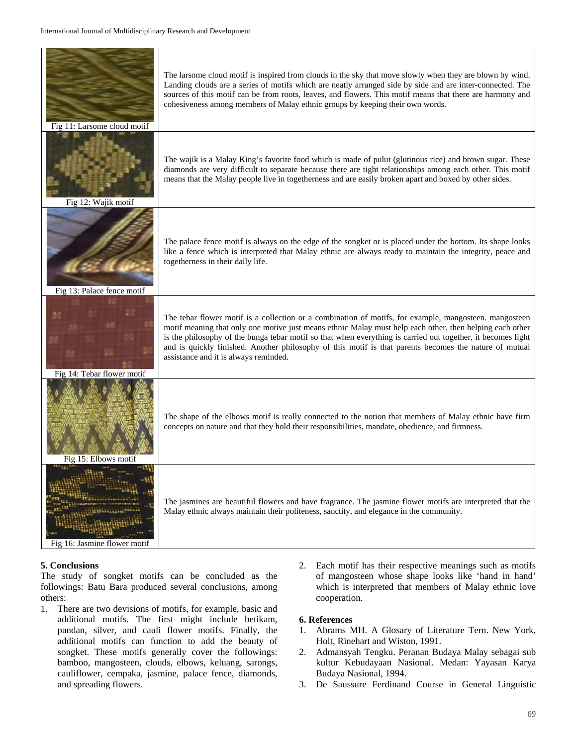| | |
|---|---|
| Fig 11: Larsome cloud motif | The larsome cloud motif is inspired from clouds in the sky that move slowly when they are blown by wind. Landing clouds are a series of motifs which are neatly arranged side by side and are inter-connected. The sources of this motif can be from roots, leaves, and flowers. This motif means that there are harmony and cohesiveness among members of Malay ethnic groups by keeping their own words. |
| Fig 12: Wajik motif | The wajik is a Malay King's favorite food which is made of pulut (glutinous rice) and brown sugar. These diamonds are very difficult to separate because there are tight relationships among each other. This motif means that the Malay people live in togetherness and are easily broken apart and boxed by other sides. |
| Fig 13: Palace fence motif | The palace fence motif is always on the edge of the songket or is placed under the bottom. Its shape looks like a fence which is interpreted that Malay ethnic are always ready to maintain the integrity, peace and togetherness in their daily life. |
| Fig 14: Tebar flower motif | The tebar flower motif is a collection or a combination of motifs, for example, mangosteen. mangosteen motif meaning that only one motive just means ethnic Malay must help each other, then helping each other is the philosophy of the bunga tebar motif so that when everything is carried out together, it becomes light and is quickly finished. Another philosophy of this motif is that parents becomes the nature of mutual assistance and it is always reminded. |
| Fig 15: Elbows motif | The shape of the elbows motif is really connected to the notion that members of Malay ethnic have firm concepts on nature and that they hold their responsibilities, mandate, obedience, and firmness. |
| Fig 16: Jasmine flower motif | The jasmines are beautiful flowers and have fragrance. The jasmine flower motifs are interpreted that the Malay ethnic always maintain their politeness, sanctity, and elegance in the community. |

**5. Conclusions**

The study of songket motifs can be concluded as the followings: Batu Bara produced several conclusions, among others:

1. There are two devisions of motifs, for example, basic and additional motifs. The first might include betikam, pandan, silver, and cauli flower motifs. Finally, the additional motifs can function to add the beauty of songket. These motifs generally cover the followings: bamboo, mangosteen, clouds, elbows, keluang, sarongs, cauliflower, cempaka, jasmine, palace fence, diamonds, and spreading flowers.
2. Each motif has their respective meanings such as motifs of mangosteen whose shape looks like 'hand in hand' which is interpreted that members of Malay ethnic love cooperation.

**6. References**

1. Abrams MH. A Glosary of Literature Tern. New York, Holt, Rinehart and Wiston, 1991.
2. Admansyah Tengku. Peranan Budaya Malay sebagai sub kultur Kebudayaan Nasional. Medan: Yayasan Karya Budaya Nasional, 1994.
3. De Saussure Ferdinand Course in General Linguistic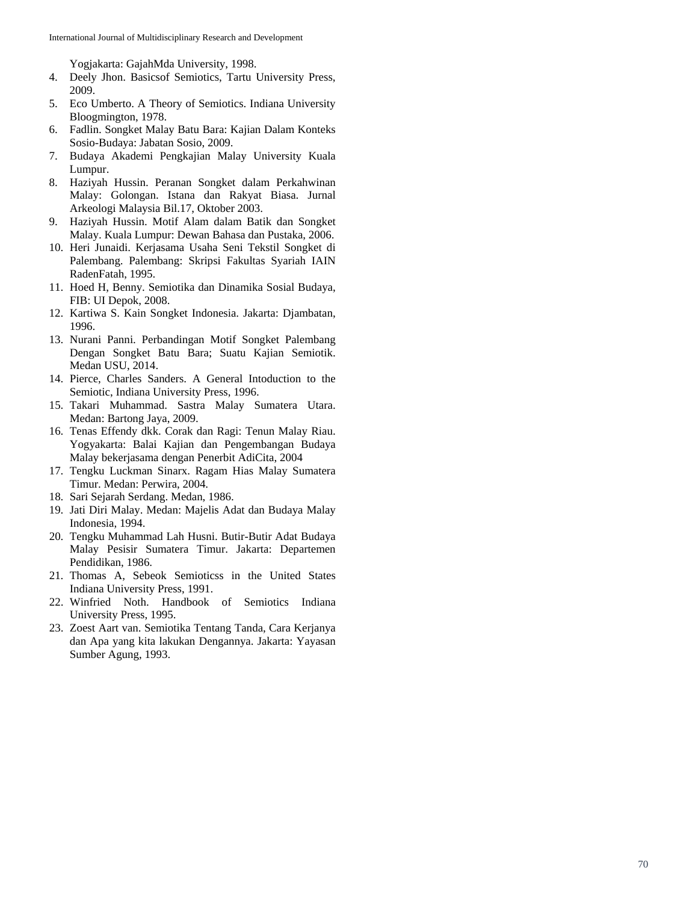Yogjakarta: GajahMda University, 1998.

4. Deely Jhon. Basicsof Semiotics, Tartu University Press, 2009.
5. Eco Umberto. A Theory of Semiotics. Indiana University Bloogmington, 1978.
6. Fadlin. Songket Malay Batu Bara: Kajian Dalam Konteks Sosio-Budaya: Jabatan Sosio, 2009.
7. Budaya Akademi Pengkajian Malay University Kuala Lumpur.
8. Haziyah Hussin. Peranan Songket dalam Perkahwinan Malay: Golongan. Istana dan Rakyat Biasa. Jurnal Arkeologi Malaysia Bil.17, Oktober 2003.
9. Haziyah Hussin. Motif Alam dalam Batik dan Songket Malay. Kuala Lumpur: Dewan Bahasa dan Pustaka, 2006.
10. Heri Junaidi. Kerjasama Usaha Seni Tekstil Songket di Palembang. Palembang: Skripsi Fakultas Syariah IAIN RadenFatah, 1995.
11. Hoed H, Benny. Semiotika dan Dinamika Sosial Budaya, FIB: UI Depok, 2008.
12. Kartiwa S. Kain Songket Indonesia. Jakarta: Djambatan, 1996.
13. Nurani Panni. Perbandingan Motif Songket Palembang Dengan Songket Batu Bara; Suatu Kajian Semiotik. Medan USU, 2014.
14. Pierce, Charles Sanders. A General Intoduction to the Semiotic, Indiana University Press, 1996.
15. Takari Muhammad. Sastra Malay Sumatera Utara. Medan: Bartong Jaya, 2009.
16. Tenas Effendy dkk. Corak dan Ragi: Tenun Malay Riau. Yogyakarta: Balai Kajian dan Pengembangan Budaya Malay bekerjasama dengan Penerbit AdiCita, 2004
17. Tengku Luckman Sinarx. Ragam Hias Malay Sumatera Timur. Medan: Perwira, 2004.
18. Sari Sejarah Serdang. Medan, 1986.
19. Jati Diri Malay. Medan: Majelis Adat dan Budaya Malay Indonesia, 1994.
20. Tengku Muhammad Lah Husni. Butir-Butir Adat Budaya Malay Pesisir Sumatera Timur. Jakarta: Departemen Pendidikan, 1986.
21. Thomas A, Sebeok Semioticss in the United States Indiana University Press, 1991.
22. Winfried Noth. Handbook of Semiotics Indiana University Press, 1995.
23. Zoest Aart van. Semiotika Tentang Tanda, Cara Kerjanya dan Apa yang kita lakukan Dengannya. Jakarta: Yayasan Sumber Agung, 1993.